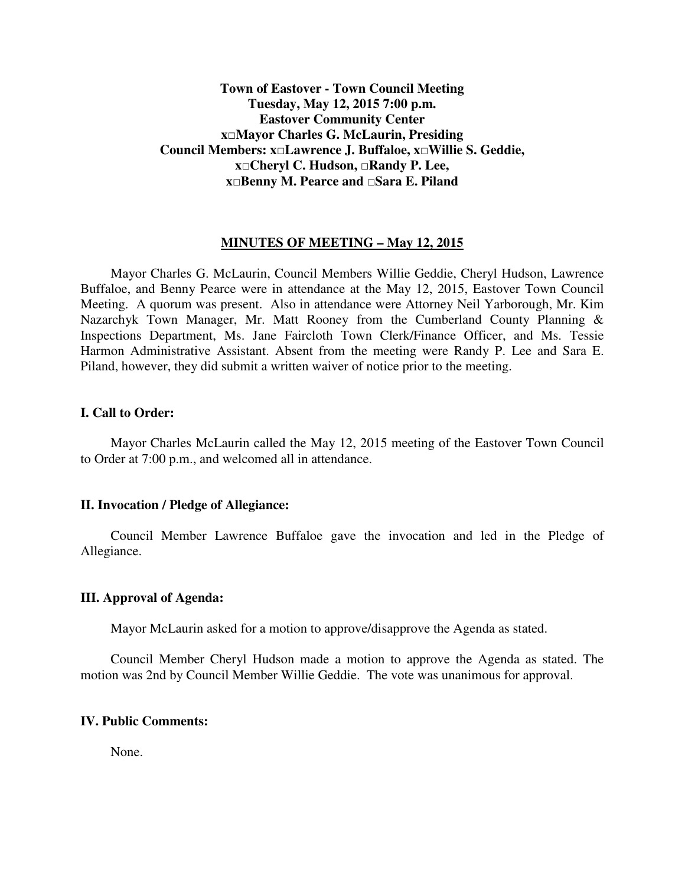**Town of Eastover - Town Council Meeting**
**Tuesday, May 12, 2015 7:00 p.m.**
**Eastover Community Center**
**x□Mayor Charles G. McLaurin, Presiding**
**Council Members: x□Lawrence J. Buffaloe, x□Willie S. Geddie,**
**x□Cheryl C. Hudson, □Randy P. Lee,**
**x□Benny M. Pearce and □Sara E. Piland**

## MINUTES OF MEETING – May 12, 2015

Mayor Charles G. McLaurin, Council Members Willie Geddie, Cheryl Hudson, Lawrence Buffaloe, and Benny Pearce were in attendance at the May 12, 2015, Eastover Town Council Meeting. A quorum was present. Also in attendance were Attorney Neil Yarborough, Mr. Kim Nazarchyk Town Manager, Mr. Matt Rooney from the Cumberland County Planning & Inspections Department, Ms. Jane Faircloth Town Clerk/Finance Officer, and Ms. Tessie Harmon Administrative Assistant. Absent from the meeting were Randy P. Lee and Sara E. Piland, however, they did submit a written waiver of notice prior to the meeting.

### I. Call to Order:

Mayor Charles McLaurin called the May 12, 2015 meeting of the Eastover Town Council to Order at 7:00 p.m., and welcomed all in attendance.

### II. Invocation / Pledge of Allegiance:

Council Member Lawrence Buffaloe gave the invocation and led in the Pledge of Allegiance.

### III. Approval of Agenda:

Mayor McLaurin asked for a motion to approve/disapprove the Agenda as stated.

Council Member Cheryl Hudson made a motion to approve the Agenda as stated. The motion was 2nd by Council Member Willie Geddie. The vote was unanimous for approval.

### IV. Public Comments:

None.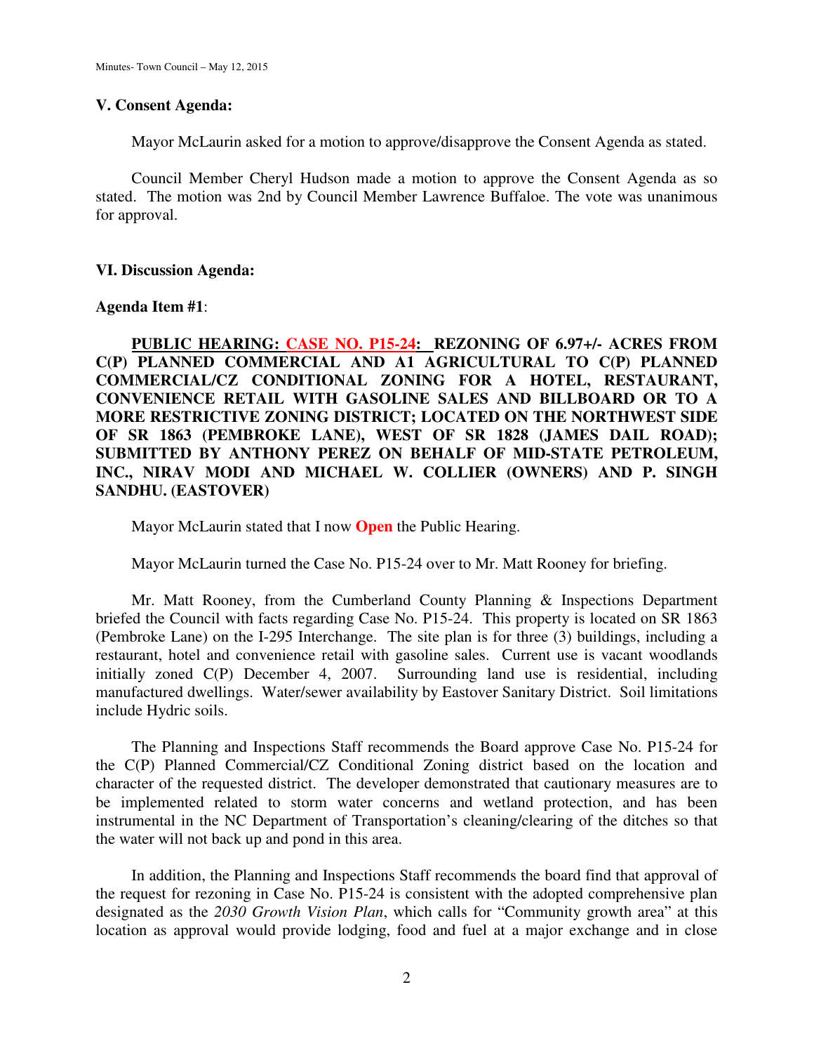### V. Consent Agenda:

Mayor McLaurin asked for a motion to approve/disapprove the Consent Agenda as stated.

Council Member Cheryl Hudson made a motion to approve the Consent Agenda as so stated. The motion was 2nd by Council Member Lawrence Buffaloe. The vote was unanimous for approval.

### VI. Discussion Agenda:

**Agenda Item #1**:

**PUBLIC HEARING: CASE NO. P15-24: REZONING OF 6.97+/- ACRES FROM C(P) PLANNED COMMERCIAL AND A1 AGRICULTURAL TO C(P) PLANNED COMMERCIAL/CZ CONDITIONAL ZONING FOR A HOTEL, RESTAURANT, CONVENIENCE RETAIL WITH GASOLINE SALES AND BILLBOARD OR TO A MORE RESTRICTIVE ZONING DISTRICT; LOCATED ON THE NORTHWEST SIDE OF SR 1863 (PEMBROKE LANE), WEST OF SR 1828 (JAMES DAIL ROAD); SUBMITTED BY ANTHONY PEREZ ON BEHALF OF MID-STATE PETROLEUM, INC., NIRAV MODI AND MICHAEL W. COLLIER (OWNERS) AND P. SINGH SANDHU. (EASTOVER)**

Mayor McLaurin stated that I now **Open** the Public Hearing.

Mayor McLaurin turned the Case No. P15-24 over to Mr. Matt Rooney for briefing.

Mr. Matt Rooney, from the Cumberland County Planning & Inspections Department briefed the Council with facts regarding Case No. P15-24. This property is located on SR 1863 (Pembroke Lane) on the I-295 Interchange. The site plan is for three (3) buildings, including a restaurant, hotel and convenience retail with gasoline sales. Current use is vacant woodlands initially zoned C(P) December 4, 2007. Surrounding land use is residential, including manufactured dwellings. Water/sewer availability by Eastover Sanitary District. Soil limitations include Hydric soils.

The Planning and Inspections Staff recommends the Board approve Case No. P15-24 for the C(P) Planned Commercial/CZ Conditional Zoning district based on the location and character of the requested district. The developer demonstrated that cautionary measures are to be implemented related to storm water concerns and wetland protection, and has been instrumental in the NC Department of Transportation's cleaning/clearing of the ditches so that the water will not back up and pond in this area.

In addition, the Planning and Inspections Staff recommends the board find that approval of the request for rezoning in Case No. P15-24 is consistent with the adopted comprehensive plan designated as the *2030 Growth Vision Plan*, which calls for "Community growth area" at this location as approval would provide lodging, food and fuel at a major exchange and in close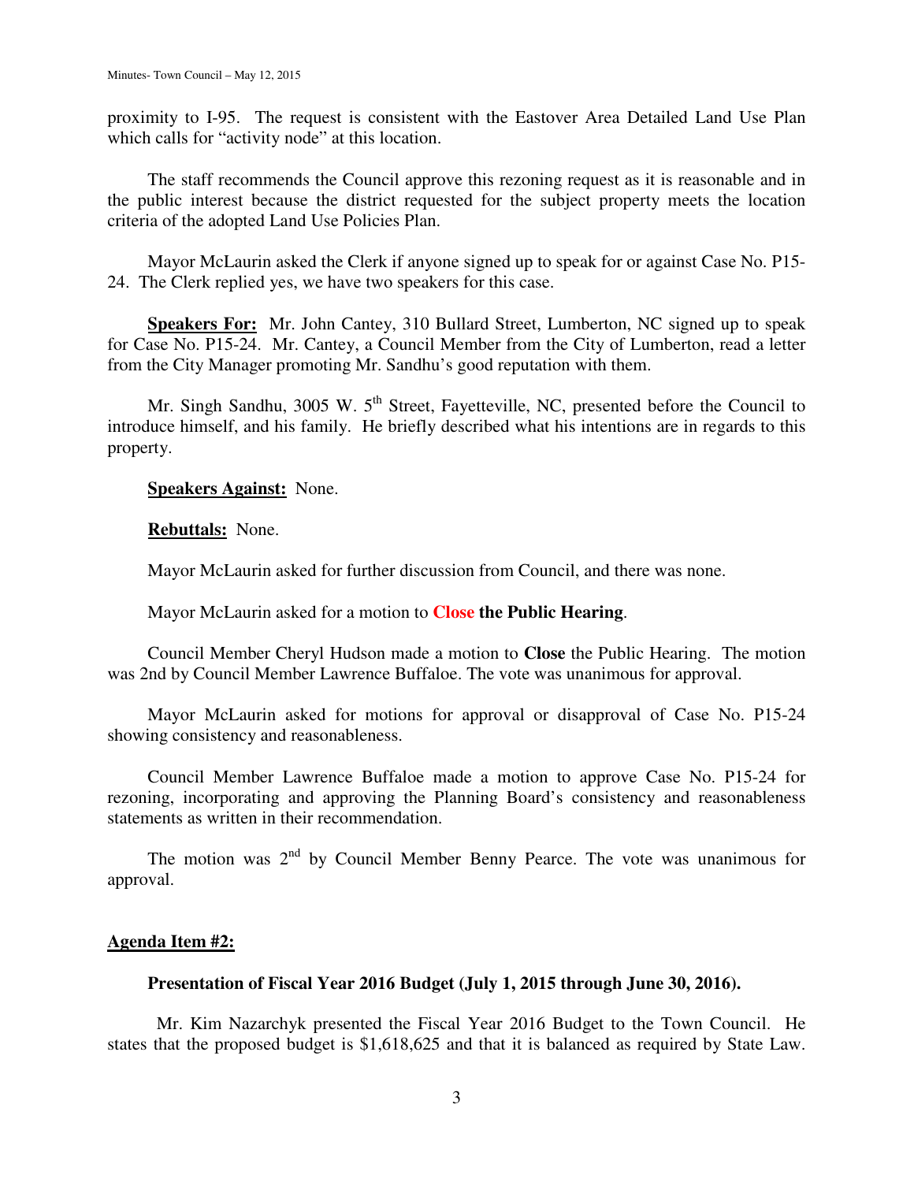proximity to I-95. The request is consistent with the Eastover Area Detailed Land Use Plan which calls for "activity node" at this location.

The staff recommends the Council approve this rezoning request as it is reasonable and in the public interest because the district requested for the subject property meets the location criteria of the adopted Land Use Policies Plan.

Mayor McLaurin asked the Clerk if anyone signed up to speak for or against Case No. P15-24. The Clerk replied yes, we have two speakers for this case.

**Speakers For:** Mr. John Cantey, 310 Bullard Street, Lumberton, NC signed up to speak for Case No. P15-24. Mr. Cantey, a Council Member from the City of Lumberton, read a letter from the City Manager promoting Mr. Sandhu's good reputation with them.

Mr. Singh Sandhu, 3005 W. 5th Street, Fayetteville, NC, presented before the Council to introduce himself, and his family. He briefly described what his intentions are in regards to this property.

**Speakers Against:** None.

**Rebuttals:** None.

Mayor McLaurin asked for further discussion from Council, and there was none.

Mayor McLaurin asked for a motion to **Close the Public Hearing**.

Council Member Cheryl Hudson made a motion to **Close** the Public Hearing. The motion was 2nd by Council Member Lawrence Buffaloe. The vote was unanimous for approval.

Mayor McLaurin asked for motions for approval or disapproval of Case No. P15-24 showing consistency and reasonableness.

Council Member Lawrence Buffaloe made a motion to approve Case No. P15-24 for rezoning, incorporating and approving the Planning Board's consistency and reasonableness statements as written in their recommendation.

The motion was 2nd by Council Member Benny Pearce. The vote was unanimous for approval.

**Agenda Item #2:**

**Presentation of Fiscal Year 2016 Budget (July 1, 2015 through June 30, 2016).**

Mr. Kim Nazarchyk presented the Fiscal Year 2016 Budget to the Town Council. He states that the proposed budget is $1,618,625 and that it is balanced as required by State Law.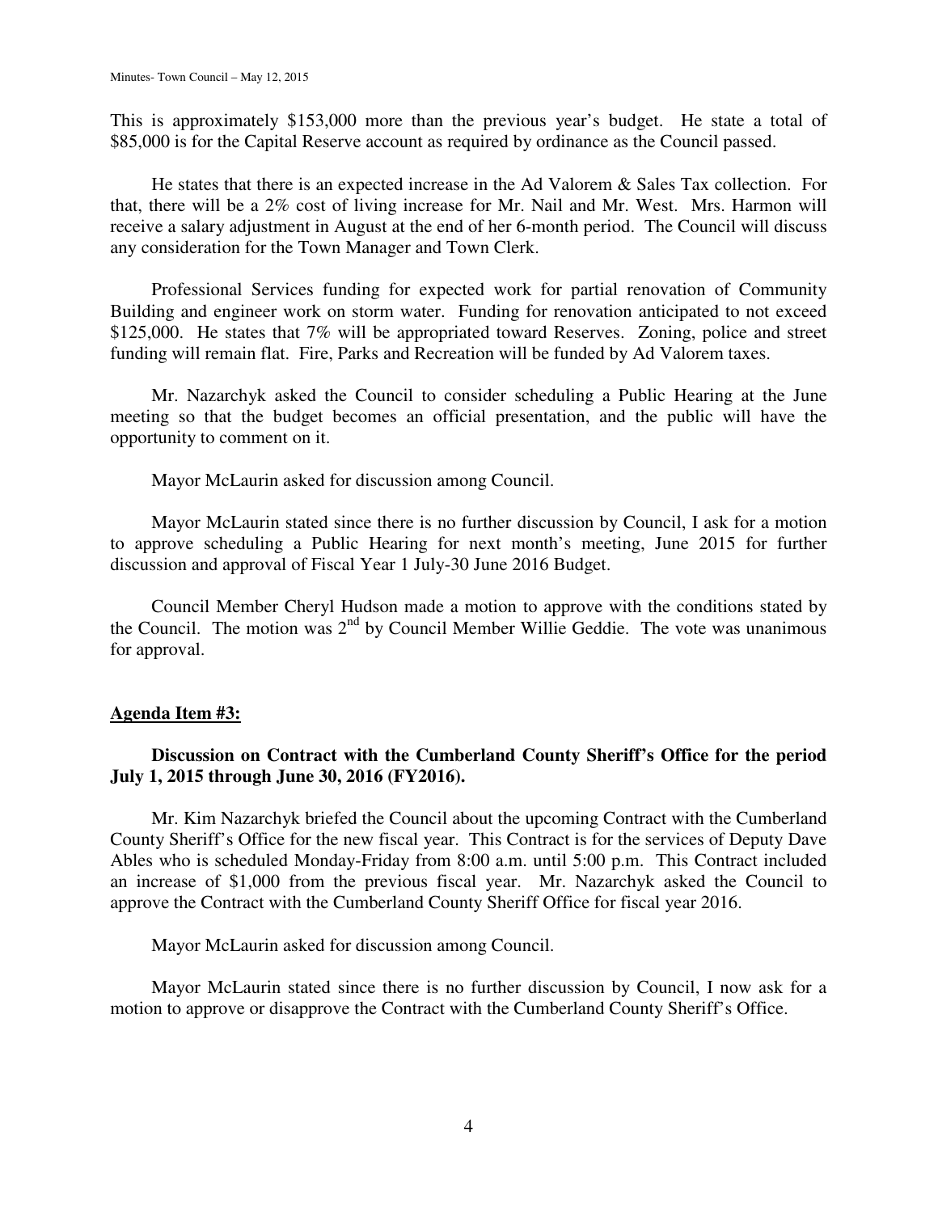This is approximately $153,000 more than the previous year's budget. He state a total of $85,000 is for the Capital Reserve account as required by ordinance as the Council passed.

He states that there is an expected increase in the Ad Valorem & Sales Tax collection. For that, there will be a 2% cost of living increase for Mr. Nail and Mr. West. Mrs. Harmon will receive a salary adjustment in August at the end of her 6-month period. The Council will discuss any consideration for the Town Manager and Town Clerk.

Professional Services funding for expected work for partial renovation of Community Building and engineer work on storm water. Funding for renovation anticipated to not exceed $125,000. He states that 7% will be appropriated toward Reserves. Zoning, police and street funding will remain flat. Fire, Parks and Recreation will be funded by Ad Valorem taxes.

Mr. Nazarchyk asked the Council to consider scheduling a Public Hearing at the June meeting so that the budget becomes an official presentation, and the public will have the opportunity to comment on it.

Mayor McLaurin asked for discussion among Council.

Mayor McLaurin stated since there is no further discussion by Council, I ask for a motion to approve scheduling a Public Hearing for next month's meeting, June 2015 for further discussion and approval of Fiscal Year 1 July-30 June 2016 Budget.

Council Member Cheryl Hudson made a motion to approve with the conditions stated by the Council. The motion was 2nd by Council Member Willie Geddie. The vote was unanimous for approval.

**Agenda Item #3:**

**Discussion on Contract with the Cumberland County Sheriff's Office for the period July 1, 2015 through June 30, 2016 (FY2016).**

Mr. Kim Nazarchyk briefed the Council about the upcoming Contract with the Cumberland County Sheriff's Office for the new fiscal year. This Contract is for the services of Deputy Dave Ables who is scheduled Monday-Friday from 8:00 a.m. until 5:00 p.m. This Contract included an increase of $1,000 from the previous fiscal year. Mr. Nazarchyk asked the Council to approve the Contract with the Cumberland County Sheriff Office for fiscal year 2016.

Mayor McLaurin asked for discussion among Council.

Mayor McLaurin stated since there is no further discussion by Council, I now ask for a motion to approve or disapprove the Contract with the Cumberland County Sheriff's Office.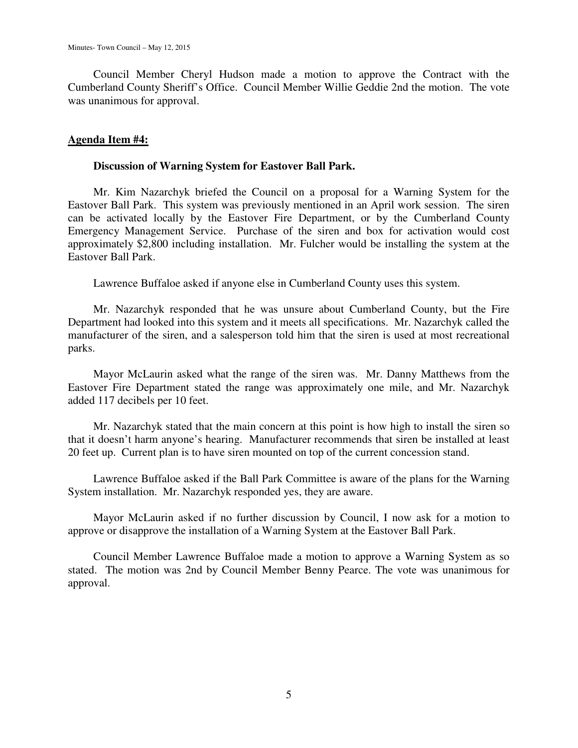Council Member Cheryl Hudson made a motion to approve the Contract with the Cumberland County Sheriff's Office. Council Member Willie Geddie 2nd the motion. The vote was unanimous for approval.

**Agenda Item #4:**

**Discussion of Warning System for Eastover Ball Park.**

Mr. Kim Nazarchyk briefed the Council on a proposal for a Warning System for the Eastover Ball Park. This system was previously mentioned in an April work session. The siren can be activated locally by the Eastover Fire Department, or by the Cumberland County Emergency Management Service. Purchase of the siren and box for activation would cost approximately $2,800 including installation. Mr. Fulcher would be installing the system at the Eastover Ball Park.

Lawrence Buffaloe asked if anyone else in Cumberland County uses this system.

Mr. Nazarchyk responded that he was unsure about Cumberland County, but the Fire Department had looked into this system and it meets all specifications. Mr. Nazarchyk called the manufacturer of the siren, and a salesperson told him that the siren is used at most recreational parks.

Mayor McLaurin asked what the range of the siren was. Mr. Danny Matthews from the Eastover Fire Department stated the range was approximately one mile, and Mr. Nazarchyk added 117 decibels per 10 feet.

Mr. Nazarchyk stated that the main concern at this point is how high to install the siren so that it doesn't harm anyone's hearing. Manufacturer recommends that siren be installed at least 20 feet up. Current plan is to have siren mounted on top of the current concession stand.

Lawrence Buffaloe asked if the Ball Park Committee is aware of the plans for the Warning System installation. Mr. Nazarchyk responded yes, they are aware.

Mayor McLaurin asked if no further discussion by Council, I now ask for a motion to approve or disapprove the installation of a Warning System at the Eastover Ball Park.

Council Member Lawrence Buffaloe made a motion to approve a Warning System as so stated. The motion was 2nd by Council Member Benny Pearce. The vote was unanimous for approval.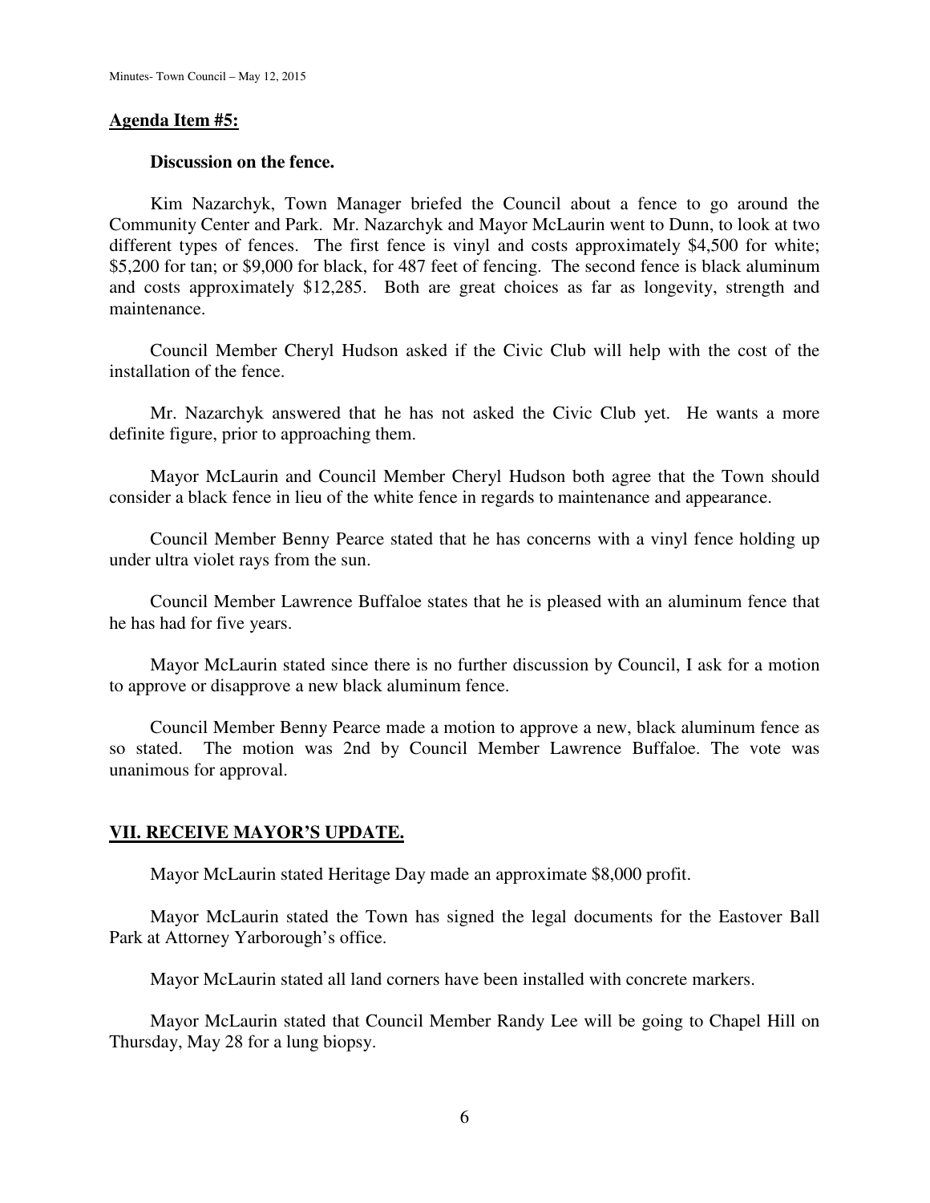**Agenda Item #5:**

**Discussion on the fence.**

Kim Nazarchyk, Town Manager briefed the Council about a fence to go around the Community Center and Park. Mr. Nazarchyk and Mayor McLaurin went to Dunn, to look at two different types of fences. The first fence is vinyl and costs approximately $4,500 for white; $5,200 for tan; or $9,000 for black, for 487 feet of fencing. The second fence is black aluminum and costs approximately $12,285. Both are great choices as far as longevity, strength and maintenance.

Council Member Cheryl Hudson asked if the Civic Club will help with the cost of the installation of the fence.

Mr. Nazarchyk answered that he has not asked the Civic Club yet. He wants a more definite figure, prior to approaching them.

Mayor McLaurin and Council Member Cheryl Hudson both agree that the Town should consider a black fence in lieu of the white fence in regards to maintenance and appearance.

Council Member Benny Pearce stated that he has concerns with a vinyl fence holding up under ultra violet rays from the sun.

Council Member Lawrence Buffaloe states that he is pleased with an aluminum fence that he has had for five years.

Mayor McLaurin stated since there is no further discussion by Council, I ask for a motion to approve or disapprove a new black aluminum fence.

Council Member Benny Pearce made a motion to approve a new, black aluminum fence as so stated. The motion was 2nd by Council Member Lawrence Buffaloe. The vote was unanimous for approval.

**VII. RECEIVE MAYOR'S UPDATE.**

Mayor McLaurin stated Heritage Day made an approximate $8,000 profit.

Mayor McLaurin stated the Town has signed the legal documents for the Eastover Ball Park at Attorney Yarborough's office.

Mayor McLaurin stated all land corners have been installed with concrete markers.

Mayor McLaurin stated that Council Member Randy Lee will be going to Chapel Hill on Thursday, May 28 for a lung biopsy.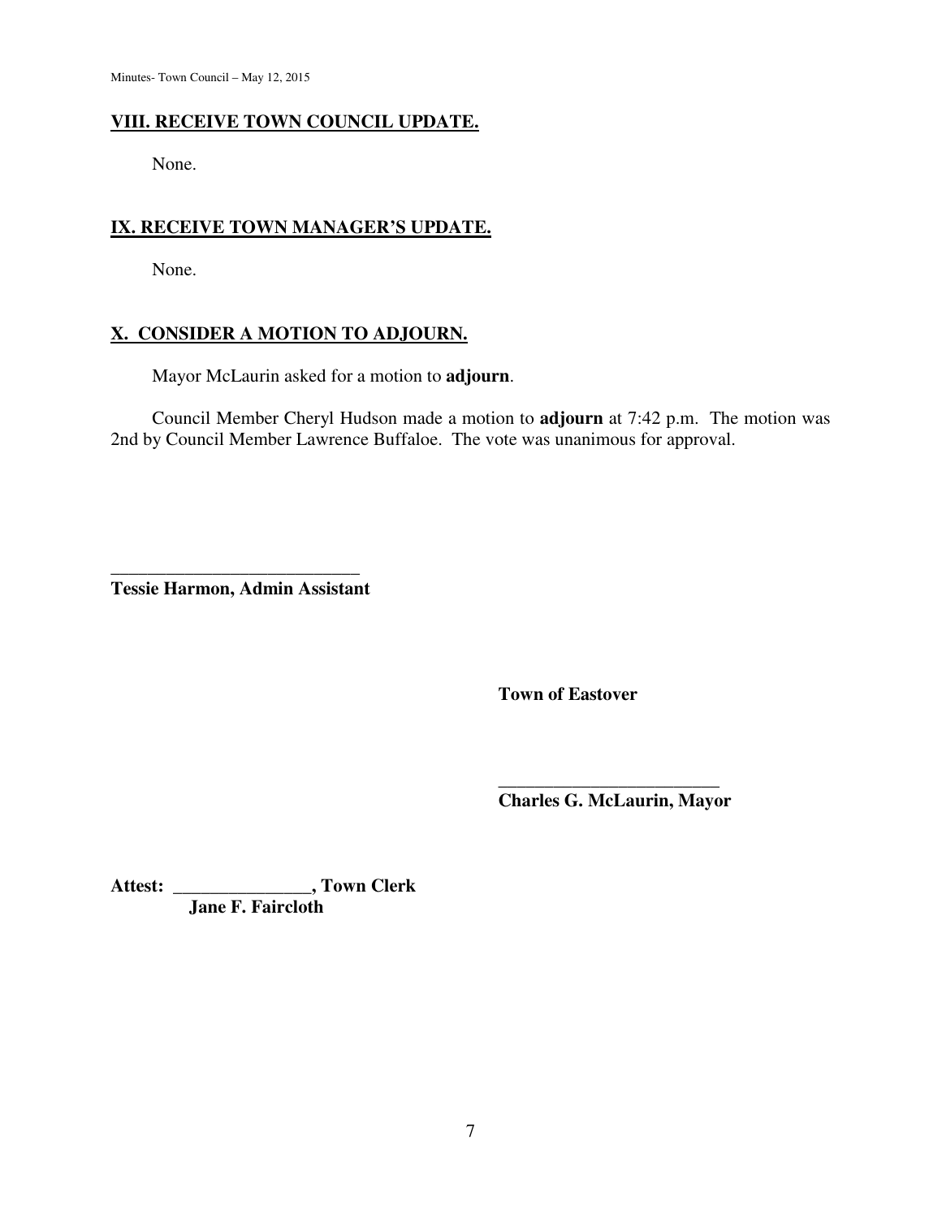## VIII. RECEIVE TOWN COUNCIL UPDATE.

None.

## IX. RECEIVE TOWN MANAGER'S UPDATE.

None.

## X. CONSIDER A MOTION TO ADJOURN.

Mayor McLaurin asked for a motion to **adjourn**.

Council Member Cheryl Hudson made a motion to **adjourn** at 7:42 p.m. The motion was 2nd by Council Member Lawrence Buffaloe. The vote was unanimous for approval.

___________________________
**Tessie Harmon, Admin Assistant**

**Town of Eastover**

________________________
**Charles G. McLaurin, Mayor**

**Attest: _______________, Town Clerk**
**Jane F. Faircloth**